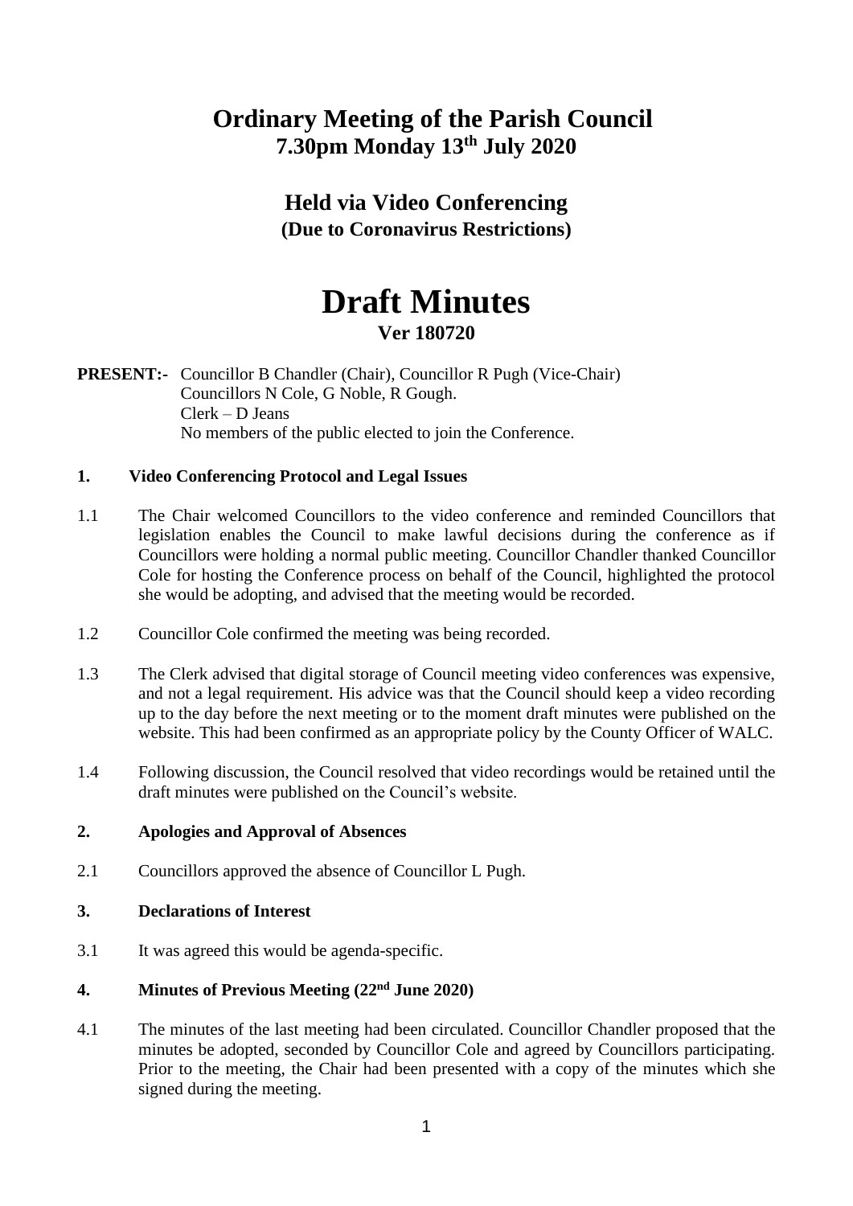# Ordinary Meeting of the Parish Council
## 7.30pm Monday 13th July 2020

## Held via Video Conferencing
**(Due to Coronavirus Restrictions)**

# Draft Minutes
**Ver 180720**

**PRESENT:-** Councillor B Chandler (Chair), Councillor R Pugh (Vice-Chair)
Councillors N Cole, G Noble, R Gough.
Clerk – D Jeans
No members of the public elected to join the Conference.

### 1. Video Conferencing Protocol and Legal Issues

1.1 The Chair welcomed Councillors to the video conference and reminded Councillors that legislation enables the Council to make lawful decisions during the conference as if Councillors were holding a normal public meeting. Councillor Chandler thanked Councillor Cole for hosting the Conference process on behalf of the Council, highlighted the protocol she would be adopting, and advised that the meeting would be recorded.

1.2 Councillor Cole confirmed the meeting was being recorded.

1.3 The Clerk advised that digital storage of Council meeting video conferences was expensive, and not a legal requirement. His advice was that the Council should keep a video recording up to the day before the next meeting or to the moment draft minutes were published on the website. This had been confirmed as an appropriate policy by the County Officer of WALC.

1.4 Following discussion, the Council resolved that video recordings would be retained until the draft minutes were published on the Council's website.

### 2. Apologies and Approval of Absences

2.1 Councillors approved the absence of Councillor L Pugh.

### 3. Declarations of Interest

3.1 It was agreed this would be agenda-specific.

### 4. Minutes of Previous Meeting (22nd June 2020)

4.1 The minutes of the last meeting had been circulated. Councillor Chandler proposed that the minutes be adopted, seconded by Councillor Cole and agreed by Councillors participating. Prior to the meeting, the Chair had been presented with a copy of the minutes which she signed during the meeting.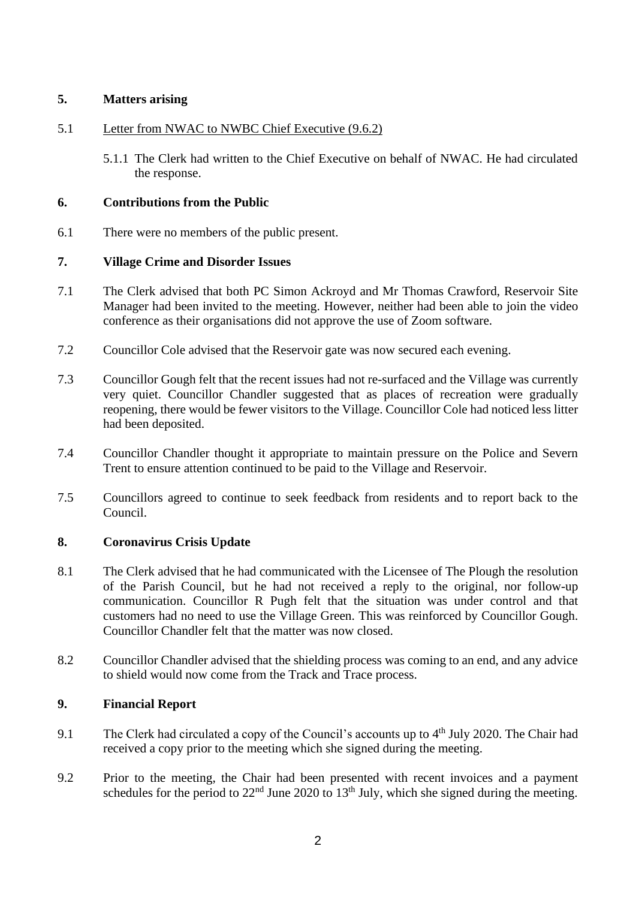## 5. Matters arising

5.1 Letter from NWAC to NWBC Chief Executive (9.6.2)

5.1.1 The Clerk had written to the Chief Executive on behalf of NWAC. He had circulated the response.

## 6. Contributions from the Public

6.1 There were no members of the public present.

## 7. Village Crime and Disorder Issues

7.1 The Clerk advised that both PC Simon Ackroyd and Mr Thomas Crawford, Reservoir Site Manager had been invited to the meeting. However, neither had been able to join the video conference as their organisations did not approve the use of Zoom software.

7.2 Councillor Cole advised that the Reservoir gate was now secured each evening.

7.3 Councillor Gough felt that the recent issues had not re-surfaced and the Village was currently very quiet. Councillor Chandler suggested that as places of recreation were gradually reopening, there would be fewer visitors to the Village. Councillor Cole had noticed less litter had been deposited.

7.4 Councillor Chandler thought it appropriate to maintain pressure on the Police and Severn Trent to ensure attention continued to be paid to the Village and Reservoir.

7.5 Councillors agreed to continue to seek feedback from residents and to report back to the Council.

## 8. Coronavirus Crisis Update

8.1 The Clerk advised that he had communicated with the Licensee of The Plough the resolution of the Parish Council, but he had not received a reply to the original, nor follow-up communication. Councillor R Pugh felt that the situation was under control and that customers had no need to use the Village Green. This was reinforced by Councillor Gough. Councillor Chandler felt that the matter was now closed.

8.2 Councillor Chandler advised that the shielding process was coming to an end, and any advice to shield would now come from the Track and Trace process.

## 9. Financial Report

9.1 The Clerk had circulated a copy of the Council's accounts up to 4th July 2020. The Chair had received a copy prior to the meeting which she signed during the meeting.

9.2 Prior to the meeting, the Chair had been presented with recent invoices and a payment schedules for the period to 22nd June 2020 to 13th July, which she signed during the meeting.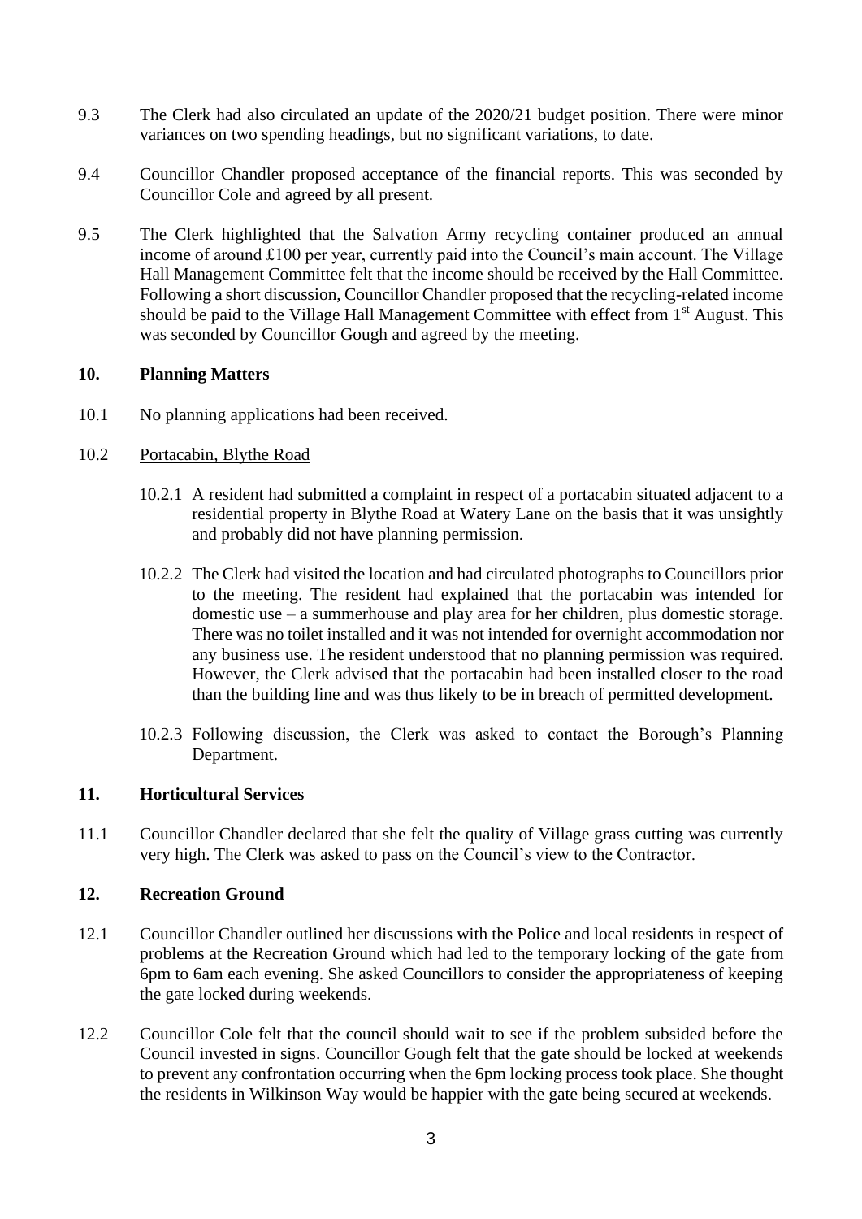9.3 The Clerk had also circulated an update of the 2020/21 budget position. There were minor variances on two spending headings, but no significant variations, to date.

9.4 Councillor Chandler proposed acceptance of the financial reports. This was seconded by Councillor Cole and agreed by all present.

9.5 The Clerk highlighted that the Salvation Army recycling container produced an annual income of around £100 per year, currently paid into the Council's main account. The Village Hall Management Committee felt that the income should be received by the Hall Committee. Following a short discussion, Councillor Chandler proposed that the recycling-related income should be paid to the Village Hall Management Committee with effect from 1st August. This was seconded by Councillor Gough and agreed by the meeting.

## 10. Planning Matters

10.1 No planning applications had been received.

10.2 Portacabin, Blythe Road

10.2.1 A resident had submitted a complaint in respect of a portacabin situated adjacent to a residential property in Blythe Road at Watery Lane on the basis that it was unsightly and probably did not have planning permission.

10.2.2 The Clerk had visited the location and had circulated photographs to Councillors prior to the meeting. The resident had explained that the portacabin was intended for domestic use – a summerhouse and play area for her children, plus domestic storage. There was no toilet installed and it was not intended for overnight accommodation nor any business use. The resident understood that no planning permission was required. However, the Clerk advised that the portacabin had been installed closer to the road than the building line and was thus likely to be in breach of permitted development.

10.2.3 Following discussion, the Clerk was asked to contact the Borough's Planning Department.

## 11. Horticultural Services

11.1 Councillor Chandler declared that she felt the quality of Village grass cutting was currently very high. The Clerk was asked to pass on the Council's view to the Contractor.

## 12. Recreation Ground

12.1 Councillor Chandler outlined her discussions with the Police and local residents in respect of problems at the Recreation Ground which had led to the temporary locking of the gate from 6pm to 6am each evening. She asked Councillors to consider the appropriateness of keeping the gate locked during weekends.

12.2 Councillor Cole felt that the council should wait to see if the problem subsided before the Council invested in signs. Councillor Gough felt that the gate should be locked at weekends to prevent any confrontation occurring when the 6pm locking process took place. She thought the residents in Wilkinson Way would be happier with the gate being secured at weekends.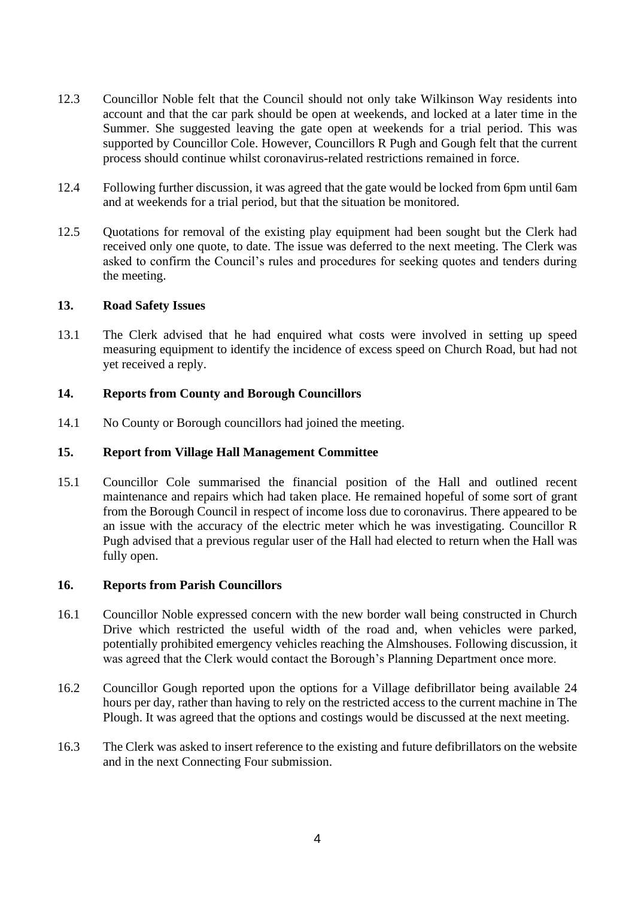12.3 Councillor Noble felt that the Council should not only take Wilkinson Way residents into account and that the car park should be open at weekends, and locked at a later time in the Summer. She suggested leaving the gate open at weekends for a trial period. This was supported by Councillor Cole. However, Councillors R Pugh and Gough felt that the current process should continue whilst coronavirus-related restrictions remained in force.

12.4 Following further discussion, it was agreed that the gate would be locked from 6pm until 6am and at weekends for a trial period, but that the situation be monitored.

12.5 Quotations for removal of the existing play equipment had been sought but the Clerk had received only one quote, to date. The issue was deferred to the next meeting. The Clerk was asked to confirm the Council's rules and procedures for seeking quotes and tenders during the meeting.

## 13. Road Safety Issues

13.1 The Clerk advised that he had enquired what costs were involved in setting up speed measuring equipment to identify the incidence of excess speed on Church Road, but had not yet received a reply.

## 14. Reports from County and Borough Councillors

14.1 No County or Borough councillors had joined the meeting.

## 15. Report from Village Hall Management Committee

15.1 Councillor Cole summarised the financial position of the Hall and outlined recent maintenance and repairs which had taken place. He remained hopeful of some sort of grant from the Borough Council in respect of income loss due to coronavirus. There appeared to be an issue with the accuracy of the electric meter which he was investigating. Councillor R Pugh advised that a previous regular user of the Hall had elected to return when the Hall was fully open.

## 16. Reports from Parish Councillors

16.1 Councillor Noble expressed concern with the new border wall being constructed in Church Drive which restricted the useful width of the road and, when vehicles were parked, potentially prohibited emergency vehicles reaching the Almshouses. Following discussion, it was agreed that the Clerk would contact the Borough's Planning Department once more.

16.2 Councillor Gough reported upon the options for a Village defibrillator being available 24 hours per day, rather than having to rely on the restricted access to the current machine in The Plough. It was agreed that the options and costings would be discussed at the next meeting.

16.3 The Clerk was asked to insert reference to the existing and future defibrillators on the website and in the next Connecting Four submission.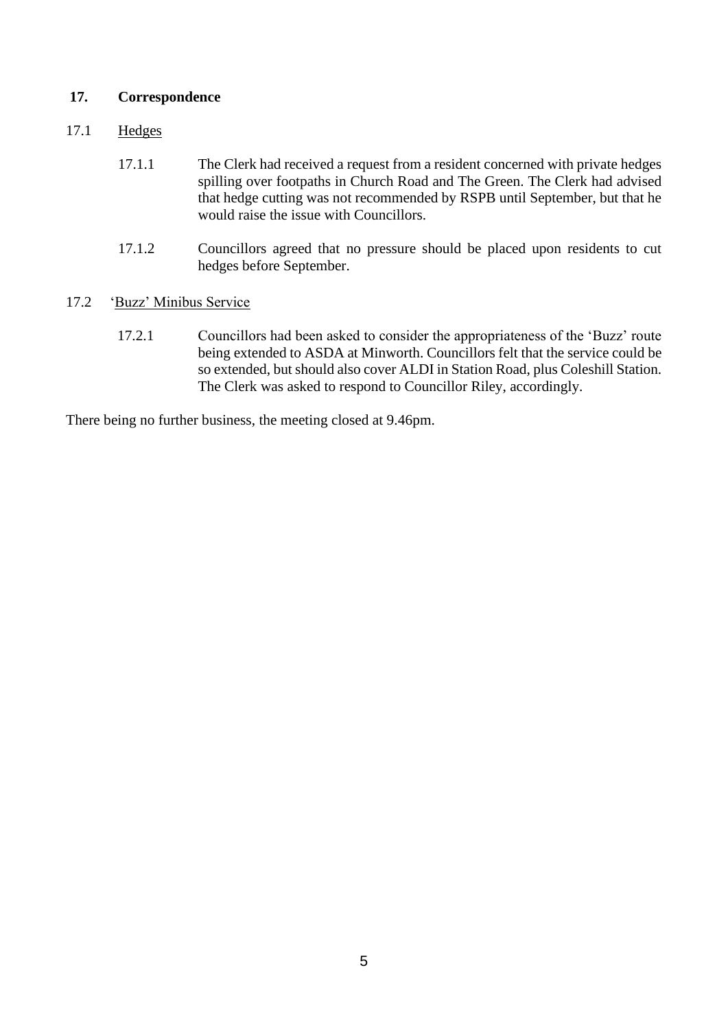## 17. Correspondence

### 17.1 Hedges

17.1.1 The Clerk had received a request from a resident concerned with private hedges spilling over footpaths in Church Road and The Green. The Clerk had advised that hedge cutting was not recommended by RSPB until September, but that he would raise the issue with Councillors.

17.1.2 Councillors agreed that no pressure should be placed upon residents to cut hedges before September.

### 17.2 'Buzz' Minibus Service

17.2.1 Councillors had been asked to consider the appropriateness of the 'Buzz' route being extended to ASDA at Minworth. Councillors felt that the service could be so extended, but should also cover ALDI in Station Road, plus Coleshill Station. The Clerk was asked to respond to Councillor Riley, accordingly.

There being no further business, the meeting closed at 9.46pm.